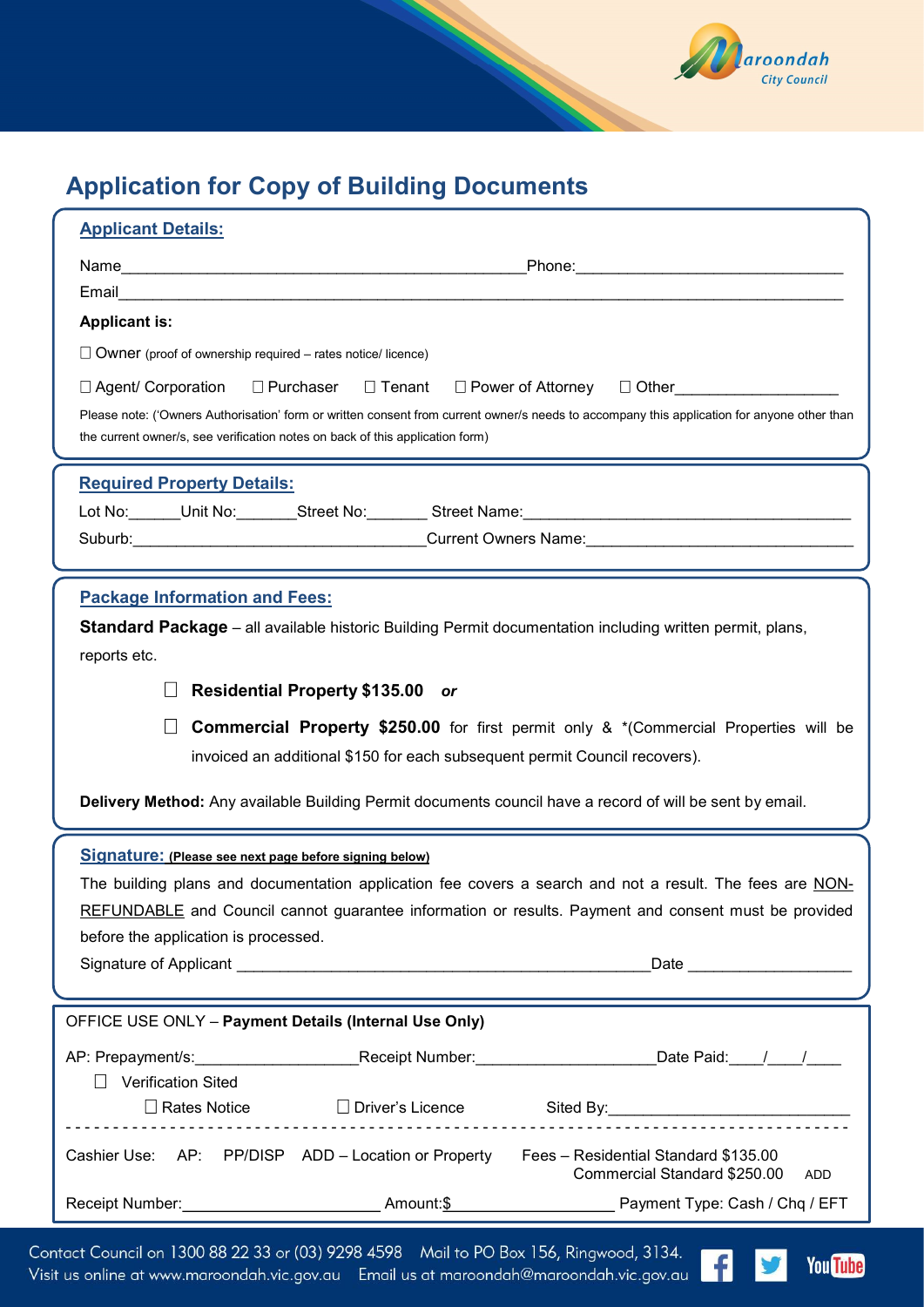# Application for Copy of Building Documents

## Applicant Details:

Name\_\_\_\_\_\_\_\_\_\_\_\_\_\_\_\_\_\_\_\_\_\_\_\_\_\_\_\_\_\_\_\_\_\_\_\_\_\_\_\_\_\_\_\_\_\_Phone:\_\_\_\_\_\_\_\_\_\_\_\_\_\_\_\_\_\_\_\_\_\_\_\_\_\_\_\_\_\_

Email\_\_\_\_\_\_\_\_\_\_\_\_\_\_\_\_\_\_\_\_\_\_\_\_\_\_\_\_\_\_\_\_\_\_\_\_\_\_\_\_\_\_\_\_\_\_\_\_\_\_\_\_\_\_\_\_\_\_\_\_\_\_\_\_\_\_\_\_\_\_\_\_\_\_\_\_\_\_

**Applicant is:**

☐ Owner (proof of ownership required – rates notice/ licence)

☐ Agent/ Corporation ☐ Purchaser ☐ Tenant ☐ Power of Attorney ☐ Other\_\_\_\_\_\_\_\_\_\_\_\_\_\_\_\_\_\_

Please note: ('Owners Authorisation' form or written consent from current owner/s needs to accompany this application for anyone other than the current owner/s, see verification notes on back of this application form)

## Required Property Details:

Lot No:\_\_\_\_\_\_Unit No:\_\_\_\_\_\_\_Street No:\_\_\_\_\_\_\_ Street Name:\_\_\_\_\_\_\_\_\_\_\_\_\_\_\_\_\_\_\_\_\_\_\_\_\_\_\_\_\_\_\_\_\_\_\_\_\_\_

Suburb:\_\_\_\_\_\_\_\_\_\_\_\_\_\_\_\_\_\_\_\_\_\_\_\_\_\_\_\_\_\_\_\_\_\_Current Owners Name:\_\_\_\_\_\_\_\_\_\_\_\_\_\_\_\_\_\_\_\_\_\_\_\_\_\_\_\_\_\_\_

## Package Information and Fees:

**Standard Package** – all available historic Building Permit documentation including written permit, plans, reports etc.

☐ **Residential Property $135.00** ***or***

☐ **Commercial Property $250.00** for first permit only & *(Commercial Properties will be invoiced an additional $150 for each subsequent permit Council recovers).

**Delivery Method:** Any available Building Permit documents council have a record of will be sent by email.

## Signature: (Please see next page before signing below)

The building plans and documentation application fee covers a search and not a result. The fees are NON-REFUNDABLE and Council cannot guarantee information or results. Payment and consent must be provided before the application is processed.

Signature of Applicant \_\_\_\_\_\_\_\_\_\_\_\_\_\_\_\_\_\_\_\_\_\_\_\_\_\_\_\_\_\_\_\_\_\_\_\_\_\_\_\_\_\_\_\_\_\_\_Date \_\_\_\_\_\_\_\_\_\_\_\_\_\_\_\_\_\_\_

OFFICE USE ONLY – **Payment Details (Internal Use Only)**

AP: Prepayment/s:\_\_\_\_\_\_\_\_\_\_\_\_\_\_\_\_\_\_\_Receipt Number:\_\_\_\_\_\_\_\_\_\_\_\_\_\_\_\_\_\_\_\_\_Date Paid:\_\_\_\_/\_\_\_\_/\_\_\_\_

☐ Verification Sited

☐ Rates Notice ☐ Driver's Licence Sited By:\_\_\_\_\_\_\_\_\_\_\_\_\_\_\_\_\_\_\_\_\_\_\_\_\_\_\_\_

---

Cashier Use: AP: PP/DISP ADD – Location or Property Fees – Residential Standard $135.00
Commercial Standard $250.00 ADD

Receipt Number:\_\_\_\_\_\_\_\_\_\_\_\_\_\_\_\_\_\_\_\_\_\_\_ Amount:$\_\_\_\_\_\_\_\_\_\_\_\_\_\_\_\_\_\_\_\_ Payment Type: Cash / Chq / EFT

Contact Council on 1300 88 22 33 or (03) 9298 4598 Mail to PO Box 156, Ringwood, 3134.
Visit us online at www.maroondah.vic.gov.au Email us at maroondah@maroondah.vic.gov.au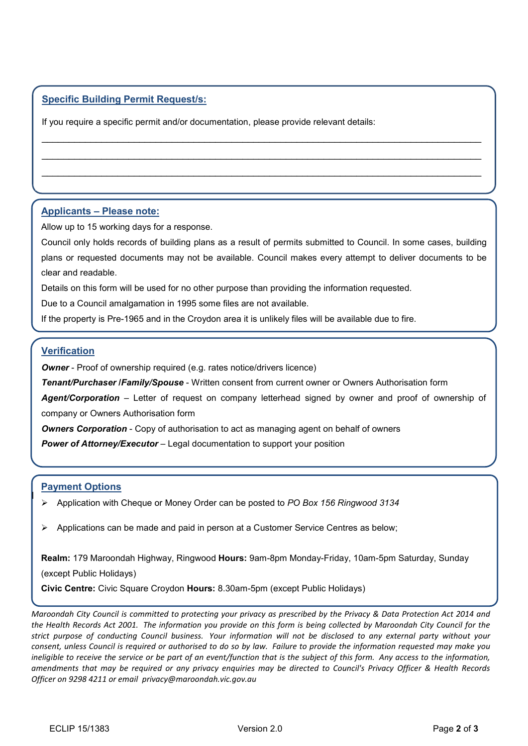## Specific Building Permit Request/s:

If you require a specific permit and/or documentation, please provide relevant details:

______________________________________________________________________________

______________________________________________________________________________

______________________________________________________________________________

## Applicants – Please note:

Allow up to 15 working days for a response.

Council only holds records of building plans as a result of permits submitted to Council. In some cases, building plans or requested documents may not be available. Council makes every attempt to deliver documents to be clear and readable.

Details on this form will be used for no other purpose than providing the information requested.

Due to a Council amalgamation in 1995 some files are not available.

If the property is Pre-1965 and in the Croydon area it is unlikely files will be available due to fire.

## Verification

***Owner*** - Proof of ownership required (e.g. rates notice/drivers licence)

***Tenant/Purchaser /Family/Spouse*** - Written consent from current owner or Owners Authorisation form

***Agent/Corporation*** – Letter of request on company letterhead signed by owner and proof of ownership of company or Owners Authorisation form

***Owners Corporation*** - Copy of authorisation to act as managing agent on behalf of owners

***Power of Attorney/Executor*** – Legal documentation to support your position

## Payment Options

- Application with Cheque or Money Order can be posted to *PO Box 156 Ringwood 3134*
- Applications can be made and paid in person at a Customer Service Centres as below;

**Realm:** 179 Maroondah Highway, Ringwood **Hours:** 9am-8pm Monday-Friday, 10am-5pm Saturday, Sunday (except Public Holidays)

**Civic Centre:** Civic Square Croydon **Hours:** 8.30am-5pm (except Public Holidays)

*Maroondah City Council is committed to protecting your privacy as prescribed by the Privacy & Data Protection Act 2014 and the Health Records Act 2001. The information you provide on this form is being collected by Maroondah City Council for the strict purpose of conducting Council business. Your information will not be disclosed to any external party without your consent, unless Council is required or authorised to do so by law. Failure to provide the information requested may make you ineligible to receive the service or be part of an event/function that is the subject of this form. Any access to the information, amendments that may be required or any privacy enquiries may be directed to Council's Privacy Officer & Health Records Officer on 9298 4211 or email privacy@maroondah.vic.gov.au*

ECLIP 15/1383 Version 2.0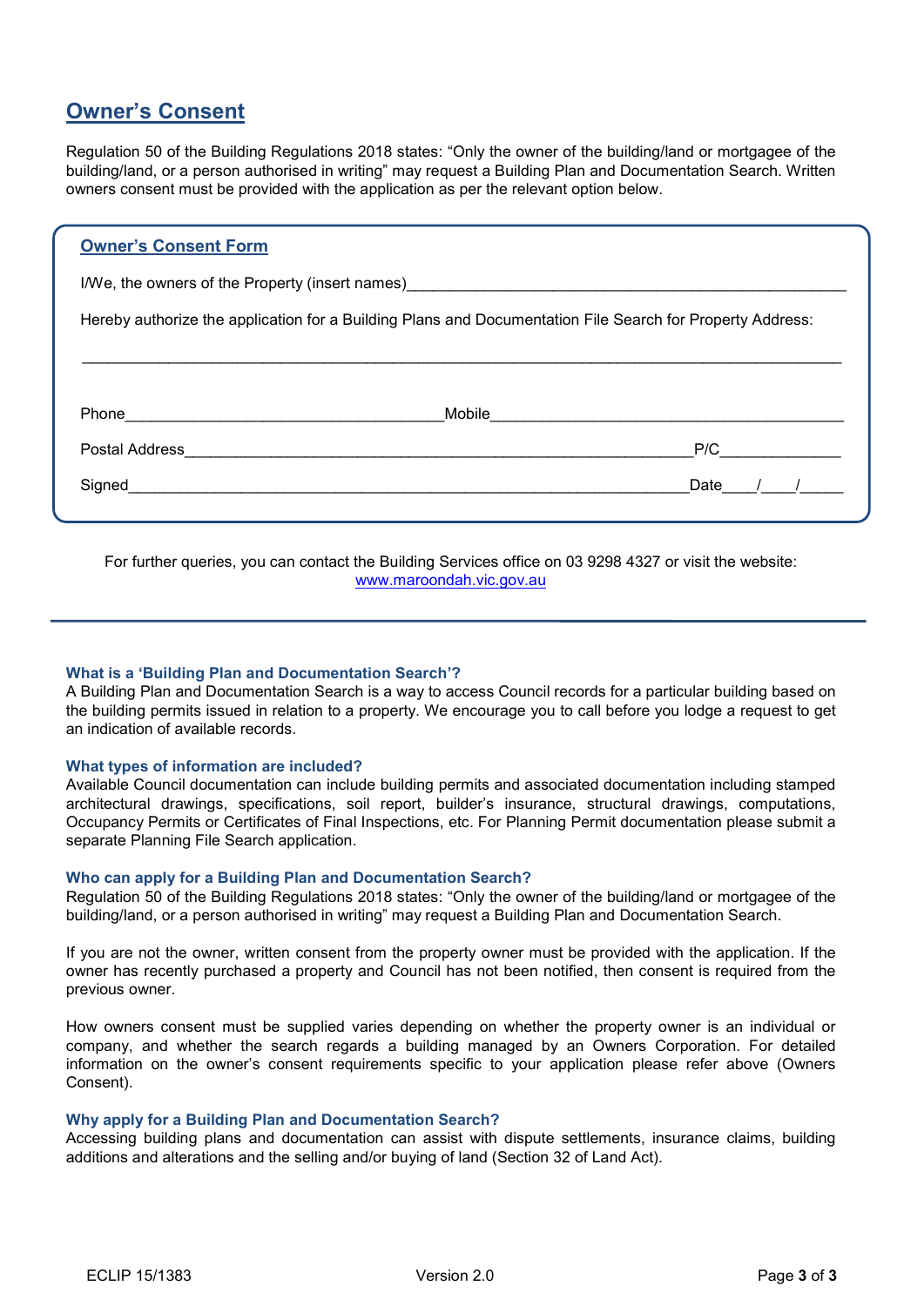## Owner's Consent

Regulation 50 of the Building Regulations 2018 states: "Only the owner of the building/land or mortgagee of the building/land, or a person authorised in writing" may request a Building Plan and Documentation Search. Written owners consent must be provided with the application as per the relevant option below.

### Owner's Consent Form

I/We, the owners of the Property (insert names)\_\_\_\_\_\_\_\_\_\_\_\_\_\_\_\_\_\_\_\_\_\_\_\_\_\_\_\_\_\_\_\_\_\_\_\_\_\_\_\_\_\_\_\_\_\_\_\_

Hereby authorize the application for a Building Plans and Documentation File Search for Property Address:

\_\_\_\_\_\_\_\_\_\_\_\_\_\_\_\_\_\_\_\_\_\_\_\_\_\_\_\_\_\_\_\_\_\_\_\_\_\_\_\_\_\_\_\_\_\_\_\_\_\_\_\_\_\_\_\_\_\_\_\_\_\_\_\_\_\_\_\_\_\_\_\_\_\_\_\_\_\_\_\_\_\_

Phone\_\_\_\_\_\_\_\_\_\_\_\_\_\_\_\_\_\_\_\_\_\_\_\_\_\_\_\_\_\_\_\_\_\_\_\_ Mobile\_\_\_\_\_\_\_\_\_\_\_\_\_\_\_\_\_\_\_\_\_\_\_\_\_\_\_\_\_\_\_\_\_\_\_\_\_\_\_\_

Postal Address\_\_\_\_\_\_\_\_\_\_\_\_\_\_\_\_\_\_\_\_\_\_\_\_\_\_\_\_\_\_\_\_\_\_\_\_\_\_\_\_\_\_\_\_\_\_\_\_\_\_\_\_\_\_\_\_\_\_\_\_\_\_ P/C\_\_\_\_\_\_\_\_\_\_\_\_\_\_

Signed\_\_\_\_\_\_\_\_\_\_\_\_\_\_\_\_\_\_\_\_\_\_\_\_\_\_\_\_\_\_\_\_\_\_\_\_\_\_\_\_\_\_\_\_\_\_\_\_\_\_\_\_\_\_\_\_\_\_\_\_\_\_\_\_\_\_ Date\_\_\_\_/\_\_\_\_/\_\_\_\_\_

For further queries, you can contact the Building Services office on 03 9298 4327 or visit the website: www.maroondah.vic.gov.au

---

### What is a 'Building Plan and Documentation Search'?

A Building Plan and Documentation Search is a way to access Council records for a particular building based on the building permits issued in relation to a property. We encourage you to call before you lodge a request to get an indication of available records.

### What types of information are included?

Available Council documentation can include building permits and associated documentation including stamped architectural drawings, specifications, soil report, builder's insurance, structural drawings, computations, Occupancy Permits or Certificates of Final Inspections, etc. For Planning Permit documentation please submit a separate Planning File Search application.

### Who can apply for a Building Plan and Documentation Search?

Regulation 50 of the Building Regulations 2018 states: "Only the owner of the building/land or mortgagee of the building/land, or a person authorised in writing" may request a Building Plan and Documentation Search.

If you are not the owner, written consent from the property owner must be provided with the application. If the owner has recently purchased a property and Council has not been notified, then consent is required from the previous owner.

How owners consent must be supplied varies depending on whether the property owner is an individual or company, and whether the search regards a building managed by an Owners Corporation. For detailed information on the owner's consent requirements specific to your application please refer above (Owners Consent).

### Why apply for a Building Plan and Documentation Search?

Accessing building plans and documentation can assist with dispute settlements, insurance claims, building additions and alterations and the selling and/or buying of land (Section 32 of Land Act).

ECLIP 15/1383 Version 2.0